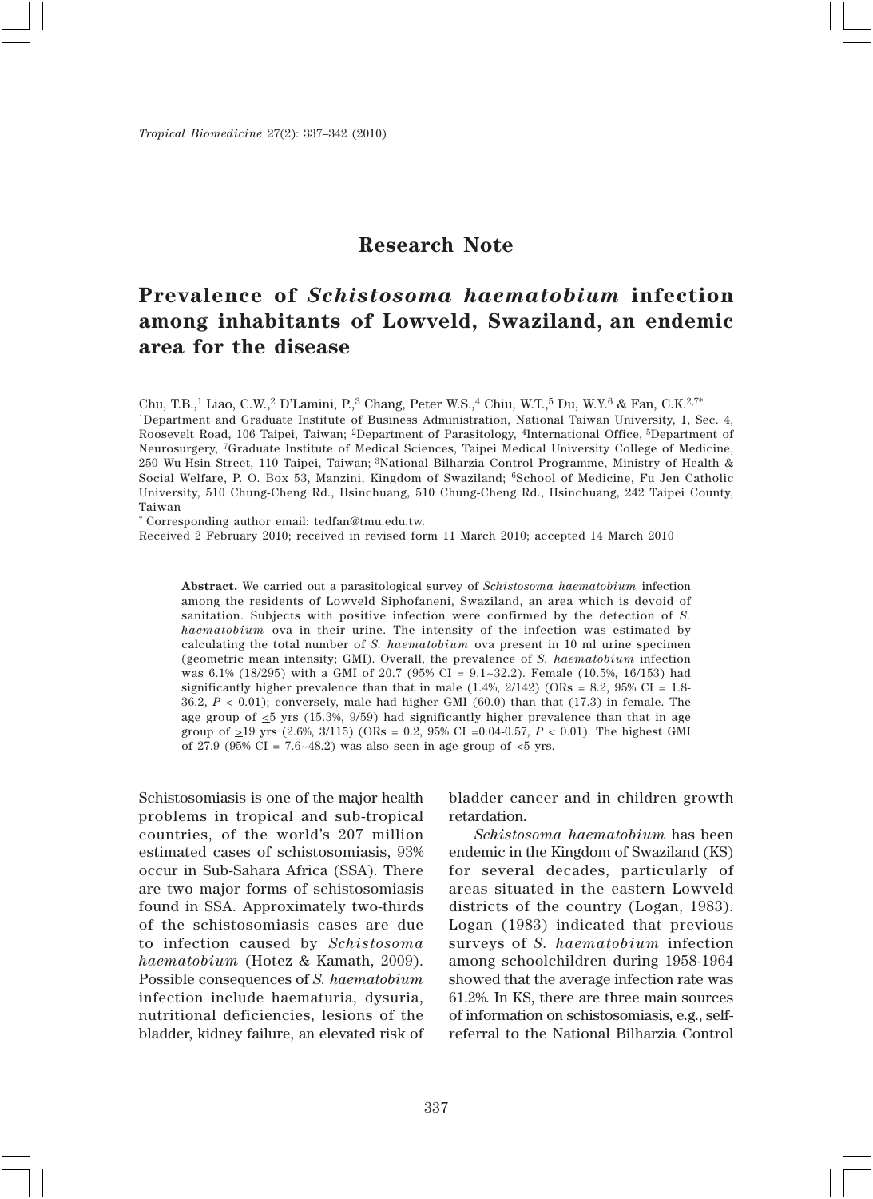Research Note

# Prevalence of *Schistosoma haematobium* infection among inhabitants of Lowveld, Swaziland, an endemic area for the disease

Chu, T.B.,[1] Liao, C.W.,[2] D'Lamini, P.,[3] Chang, Peter W.S.,[4] Chiu, W.T.,[5] Du, W.Y.[6] & Fan, C.K.[2,7*]

[1]Department and Graduate Institute of Business Administration, National Taiwan University, 1, Sec. 4, Roosevelt Road, 106 Taipei, Taiwan; [2]Department of Parasitology, [4]International Office, [5]Department of Neurosurgery, [7]Graduate Institute of Medical Sciences, Taipei Medical University College of Medicine, 250 Wu-Hsin Street, 110 Taipei, Taiwan; [3]National Bilharzia Control Programme, Ministry of Health & Social Welfare, P. O. Box 53, Manzini, Kingdom of Swaziland; [6]School of Medicine, Fu Jen Catholic University, 510 Chung-Cheng Rd., Hsinchuang, 510 Chung-Cheng Rd., Hsinchuang, 242 Taipei County, Taiwan

[*] Corresponding author email: tedfan@tmu.edu.tw.

Received 2 February 2010; received in revised form 11 March 2010; accepted 14 March 2010

**Abstract.** We carried out a parasitological survey of *Schistosoma haematobium* infection among the residents of Lowveld Siphofaneni, Swaziland, an area which is devoid of sanitation. Subjects with positive infection were confirmed by the detection of *S. haematobium* ova in their urine. The intensity of the infection was estimated by calculating the total number of *S. haematobium* ova present in 10 ml urine specimen (geometric mean intensity; GMI). Overall, the prevalence of *S. haematobium* infection was 6.1% (18/295) with a GMI of 20.7 (95% CI = 9.1~32.2). Female (10.5%, 16/153) had significantly higher prevalence than that in male (1.4%, 2/142) (ORs = 8.2, 95% CI = 1.8-36.2, $P < 0.01$); conversely, male had higher GMI (60.0) than that (17.3) in female. The age group of $\leq$5 yrs (15.3%, 9/59) had significantly higher prevalence than that in age group of $\geq$19 yrs (2.6%, 3/115) (ORs = 0.2, 95% CI =0.04-0.57, $P < 0.01$). The highest GMI of 27.9 (95% CI = 7.6~48.2) was also seen in age group of $\leq$5 yrs.

Schistosomiasis is one of the major health problems in tropical and sub-tropical countries, of the world's 207 million estimated cases of schistosomiasis, 93% occur in Sub-Sahara Africa (SSA). There are two major forms of schistosomiasis found in SSA. Approximately two-thirds of the schistosomiasis cases are due to infection caused by *Schistosoma haematobium* (Hotez & Kamath, 2009). Possible consequences of *S. haematobium* infection include haematuria, dysuria, nutritional deficiencies, lesions of the bladder, kidney failure, an elevated risk of bladder cancer and in children growth retardation.

*Schistosoma haematobium* has been endemic in the Kingdom of Swaziland (KS) for several decades, particularly of areas situated in the eastern Lowveld districts of the country (Logan, 1983). Logan (1983) indicated that previous surveys of *S. haematobium* infection among schoolchildren during 1958-1964 showed that the average infection rate was 61.2%. In KS, there are three main sources of information on schistosomiasis, e.g., self-referral to the National Bilharzia Control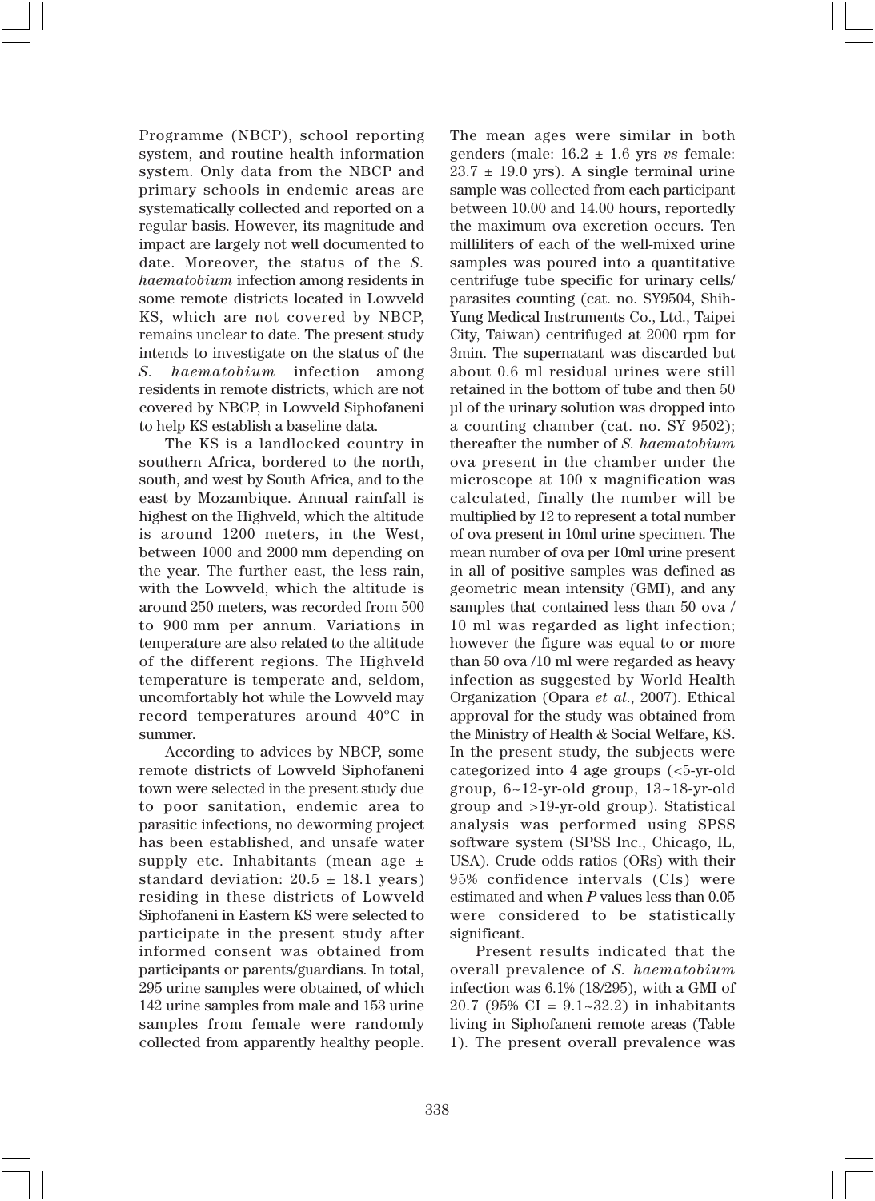Programme (NBCP), school reporting system, and routine health information system. Only data from the NBCP and primary schools in endemic areas are systematically collected and reported on a regular basis. However, its magnitude and impact are largely not well documented to date. Moreover, the status of the *S. haematobium* infection among residents in some remote districts located in Lowveld KS, which are not covered by NBCP, remains unclear to date. The present study intends to investigate on the status of the *S. haematobium* infection among residents in remote districts, which are not covered by NBCP, in Lowveld Siphofaneni to help KS establish a baseline data.

The KS is a landlocked country in southern Africa, bordered to the north, south, and west by South Africa, and to the east by Mozambique. Annual rainfall is highest on the Highveld, which the altitude is around 1200 meters, in the West, between 1000 and 2000 mm depending on the year. The further east, the less rain, with the Lowveld, which the altitude is around 250 meters, was recorded from 500 to 900 mm per annum. Variations in temperature are also related to the altitude of the different regions. The Highveld temperature is temperate and, seldom, uncomfortably hot while the Lowveld may record temperatures around 40ºC in summer.

According to advices by NBCP, some remote districts of Lowveld Siphofaneni town were selected in the present study due to poor sanitation, endemic area to parasitic infections, no deworming project has been established, and unsafe water supply etc. Inhabitants (mean age ± standard deviation: 20.5 ± 18.1 years) residing in these districts of Lowveld Siphofaneni in Eastern KS were selected to participate in the present study after informed consent was obtained from participants or parents/guardians. In total, 295 urine samples were obtained, of which 142 urine samples from male and 153 urine samples from female were randomly collected from apparently healthy people. The mean ages were similar in both genders (male: 16.2 ± 1.6 yrs *vs* female: 23.7 ± 19.0 yrs). A single terminal urine sample was collected from each participant between 10.00 and 14.00 hours, reportedly the maximum ova excretion occurs. Ten milliliters of each of the well-mixed urine samples was poured into a quantitative centrifuge tube specific for urinary cells/ parasites counting (cat. no. SY9504, Shih-Yung Medical Instruments Co., Ltd., Taipei City, Taiwan) centrifuged at 2000 rpm for 3min. The supernatant was discarded but about 0.6 ml residual urines were still retained in the bottom of tube and then 50 µl of the urinary solution was dropped into a counting chamber (cat. no. SY 9502); thereafter the number of *S. haematobium* ova present in the chamber under the microscope at 100 x magnification was calculated, finally the number will be multiplied by 12 to represent a total number of ova present in 10ml urine specimen. The mean number of ova per 10ml urine present in all of positive samples was defined as geometric mean intensity (GMI), and any samples that contained less than 50 ova / 10 ml was regarded as light infection; however the figure was equal to or more than 50 ova /10 ml were regarded as heavy infection as suggested by World Health Organization (Opara *et al*., 2007). Ethical approval for the study was obtained from the Ministry of Health & Social Welfare, KS**.** In the present study, the subjects were categorized into 4 age groups (≤5-yr-old group, 6~12-yr-old group, 13~18-yr-old group and ≥19-yr-old group). Statistical analysis was performed using SPSS software system (SPSS Inc., Chicago, IL, USA). Crude odds ratios (ORs) with their 95% confidence intervals (CIs) were estimated and when *P* values less than 0.05 were considered to be statistically significant.

Present results indicated that the overall prevalence of *S. haematobium* infection was 6.1% (18/295), with a GMI of 20.7 (95% CI = 9.1~32.2) in inhabitants living in Siphofaneni remote areas (Table 1). The present overall prevalence was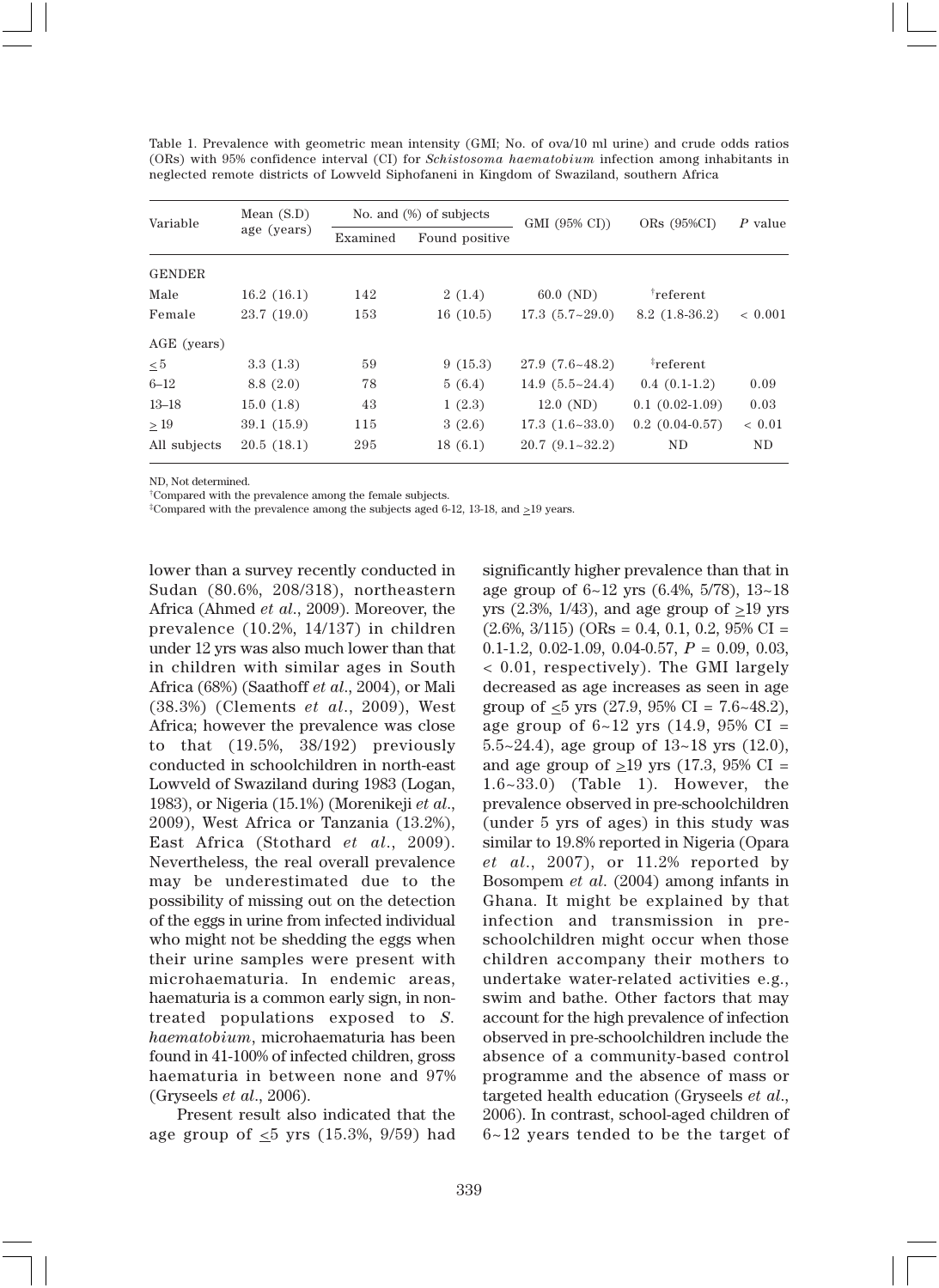Table 1. Prevalence with geometric mean intensity (GMI; No. of ova/10 ml urine) and crude odds ratios (ORs) with 95% confidence interval (CI) for *Schistosoma haematobium* infection among inhabitants in neglected remote districts of Lowveld Siphofaneni in Kingdom of Swaziland, southern Africa

| Variable | Mean (S.D) age (years) | No. and (%) of subjects | | GMI (95% CI)) | ORs (95%CI) | *P* value |
|---|---|---|---|---|---|---|
| | | Examined | Found positive | | | |
| GENDER | | | | | | |
| Male | 16.2 (16.1) | 142 | 2 (1.4) | 60.0 (ND) | †referent | |
| Female | 23.7 (19.0) | 153 | 16 (10.5) | 17.3 (5.7~29.0) | 8.2 (1.8-36.2) | < 0.001 |
| AGE (years) | | | | | | |
| ≤ 5 | 3.3 (1.3) | 59 | 9 (15.3) | 27.9 (7.6~48.2) | ‡referent | |
| 6–12 | 8.8 (2.0) | 78 | 5 (6.4) | 14.9 (5.5~24.4) | 0.4 (0.1-1.2) | 0.09 |
| 13–18 | 15.0 (1.8) | 43 | 1 (2.3) | 12.0 (ND) | 0.1 (0.02-1.09) | 0.03 |
| ≥ 19 | 39.1 (15.9) | 115 | 3 (2.6) | 17.3 (1.6~33.0) | 0.2 (0.04-0.57) | < 0.01 |
| All subjects | 20.5 (18.1) | 295 | 18 (6.1) | 20.7 (9.1~32.2) | ND | ND |

ND, Not determined.
†Compared with the prevalence among the female subjects.
‡Compared with the prevalence among the subjects aged 6-12, 13-18, and ≥19 years.

lower than a survey recently conducted in Sudan (80.6%, 208/318), northeastern Africa (Ahmed *et al*., 2009). Moreover, the prevalence (10.2%, 14/137) in children under 12 yrs was also much lower than that in children with similar ages in South Africa (68%) (Saathoff *et al*., 2004), or Mali (38.3%) (Clements *et al*., 2009), West Africa; however the prevalence was close to that (19.5%, 38/192) previously conducted in schoolchildren in north-east Lowveld of Swaziland during 1983 (Logan, 1983), or Nigeria (15.1%) (Morenikeji *et al*., 2009), West Africa or Tanzania (13.2%), East Africa (Stothard *et al*., 2009). Nevertheless, the real overall prevalence may be underestimated due to the possibility of missing out on the detection of the eggs in urine from infected individual who might not be shedding the eggs when their urine samples were present with microhaematuria. In endemic areas, haematuria is a common early sign, in non-treated populations exposed to *S. haematobium*, microhaematuria has been found in 41-100% of infected children, gross haematuria in between none and 97% (Gryseels *et al*., 2006).

Present result also indicated that the age group of ≤5 yrs (15.3%, 9/59) had significantly higher prevalence than that in age group of 6~12 yrs (6.4%, 5/78), 13~18 yrs (2.3%, 1/43), and age group of ≥19 yrs (2.6%, 3/115) (ORs = 0.4, 0.1, 0.2, 95% CI = 0.1-1.2, 0.02-1.09, 0.04-0.57, $P$ = 0.09, 0.03, < 0.01, respectively). The GMI largely decreased as age increases as seen in age group of ≤5 yrs (27.9, 95% CI = 7.6~48.2), age group of 6~12 yrs (14.9, 95% CI = 5.5~24.4), age group of 13~18 yrs (12.0), and age group of ≥19 yrs (17.3, 95% CI = 1.6~33.0) (Table 1). However, the prevalence observed in pre-schoolchildren (under 5 yrs of ages) in this study was similar to 19.8% reported in Nigeria (Opara *et al*., 2007), or 11.2% reported by Bosompem *et al*. (2004) among infants in Ghana. It might be explained by that infection and transmission in pre-schoolchildren might occur when those children accompany their mothers to undertake water-related activities e.g., swim and bathe. Other factors that may account for the high prevalence of infection observed in pre-schoolchildren include the absence of a community-based control programme and the absence of mass or targeted health education (Gryseels *et al*., 2006). In contrast, school-aged children of 6~12 years tended to be the target of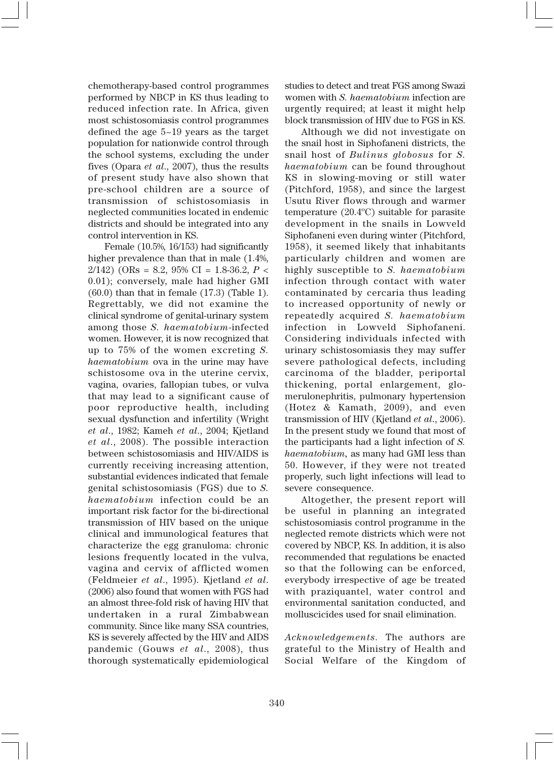chemotherapy-based control programmes performed by NBCP in KS thus leading to reduced infection rate. In Africa, given most schistosomiasis control programmes defined the age 5~19 years as the target population for nationwide control through the school systems, excluding the under fives (Opara *et al*., 2007), thus the results of present study have also shown that pre-school children are a source of transmission of schistosomiasis in neglected communities located in endemic districts and should be integrated into any control intervention in KS.

Female (10.5%, 16/153) had significantly higher prevalence than that in male (1.4%, 2/142) (ORs = 8.2, 95% CI = 1.8-36.2, $P < 0.01$); conversely, male had higher GMI (60.0) than that in female (17.3) (Table 1). Regrettably, we did not examine the clinical syndrome of genital-urinary system among those *S. haematobium*-infected women. However, it is now recognized that up to 75% of the women excreting *S. haematobium* ova in the urine may have schistosome ova in the uterine cervix, vagina, ovaries, fallopian tubes, or vulva that may lead to a significant cause of poor reproductive health, including sexual dysfunction and infertility (Wright *et al*., 1982; Kameh *et al*., 2004; Kjetland *et al*., 2008). The possible interaction between schistosomiasis and HIV/AIDS is currently receiving increasing attention, substantial evidences indicated that female genital schistosomiasis (FGS) due to *S. haematobium* infection could be an important risk factor for the bi-directional transmission of HIV based on the unique clinical and immunological features that characterize the egg granuloma: chronic lesions frequently located in the vulva, vagina and cervix of afflicted women (Feldmeier *et al*., 1995). Kjetland *et al*. (2006) also found that women with FGS had an almost three-fold risk of having HIV that undertaken in a rural Zimbabwean community. Since like many SSA countries, KS is severely affected by the HIV and AIDS pandemic (Gouws *et al*., 2008), thus thorough systematically epidemiological studies to detect and treat FGS among Swazi women with *S. haematobium* infection are urgently required; at least it might help block transmission of HIV due to FGS in KS.

Although we did not investigate on the snail host in Siphofaneni districts, the snail host of *Bulinus globosus* for *S. haematobium* can be found throughout KS in slowing-moving or still water (Pitchford, 1958), and since the largest Usutu River flows through and warmer temperature (20.4ºC) suitable for parasite development in the snails in Lowveld Siphofaneni even during winter (Pitchford, 1958), it seemed likely that inhabitants particularly children and women are highly susceptible to *S. haematobium* infection through contact with water contaminated by cercaria thus leading to increased opportunity of newly or repeatedly acquired *S. haematobium* infection in Lowveld Siphofaneni. Considering individuals infected with urinary schistosomiasis they may suffer severe pathological defects, including carcinoma of the bladder, periportal thickening, portal enlargement, glomerulonephritis, pulmonary hypertension (Hotez & Kamath, 2009), and even transmission of HIV (Kjetland *et al*., 2006). In the present study we found that most of the participants had a light infection of *S. haematobium*, as many had GMI less than 50. However, if they were not treated properly, such light infections will lead to severe consequence.

Altogether, the present report will be useful in planning an integrated schistosomiasis control programme in the neglected remote districts which were not covered by NBCP, KS. In addition, it is also recommended that regulations be enacted so that the following can be enforced, everybody irrespective of age be treated with praziquantel, water control and environmental sanitation conducted, and molluscicides used for snail elimination.

*Acknowledgements*. The authors are grateful to the Ministry of Health and Social Welfare of the Kingdom of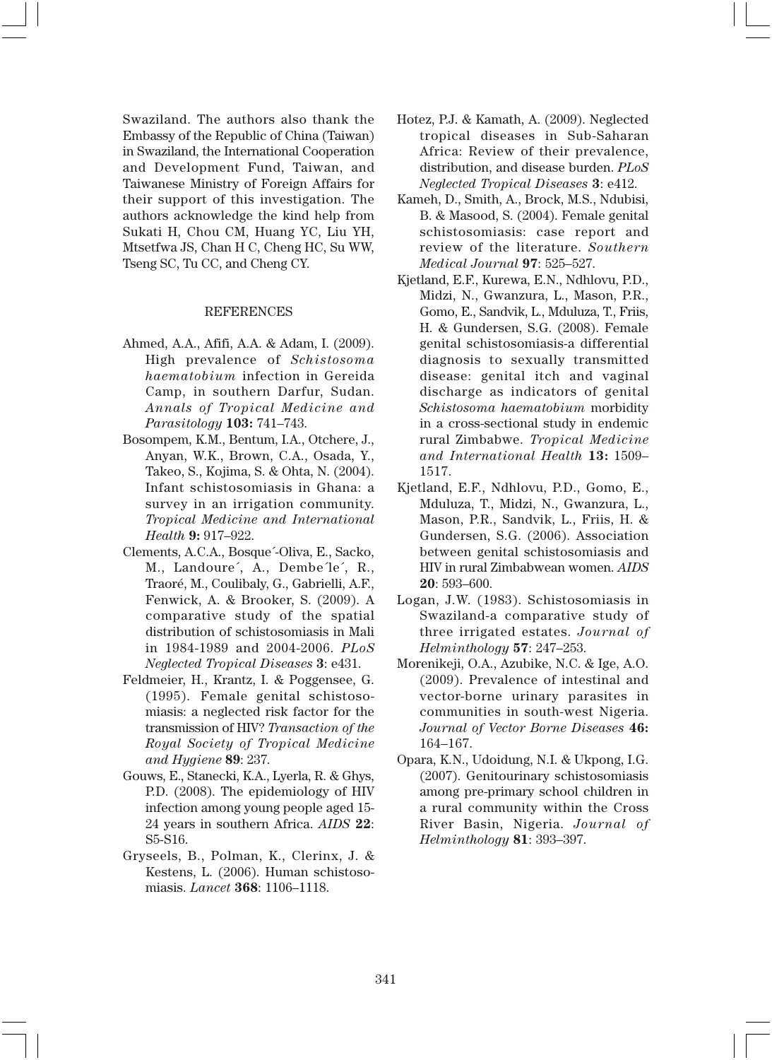Swaziland. The authors also thank the Embassy of the Republic of China (Taiwan) in Swaziland, the International Cooperation and Development Fund, Taiwan, and Taiwanese Ministry of Foreign Affairs for their support of this investigation. The authors acknowledge the kind help from Sukati H, Chou CM, Huang YC, Liu YH, Mtsetfwa JS, Chan H C, Cheng HC, Su WW, Tseng SC, Tu CC, and Cheng CY.

## REFERENCES

Ahmed, A.A., Afifi, A.A. & Adam, I. (2009). High prevalence of *Schistosoma haematobium* infection in Gereida Camp, in southern Darfur, Sudan. *Annals of Tropical Medicine and Parasitology* **103:** 741–743.

Bosompem, K.M., Bentum, I.A., Otchere, J., Anyan, W.K., Brown, C.A., Osada, Y., Takeo, S., Kojima, S. & Ohta, N. (2004). Infant schistosomiasis in Ghana: a survey in an irrigation community. *Tropical Medicine and International Health* **9:** 917–922.

Clements, A.C.A., Bosque´-Oliva, E., Sacko, M., Landoure´, A., Dembe´le´, R., Traoré, M., Coulibaly, G., Gabrielli, A.F., Fenwick, A. & Brooker, S. (2009). A comparative study of the spatial distribution of schistosomiasis in Mali in 1984-1989 and 2004-2006. *PLoS Neglected Tropical Diseases* **3**: e431.

Feldmeier, H., Krantz, I. & Poggensee, G. (1995). Female genital schistosomiasis: a neglected risk factor for the transmission of HIV? *Transaction of the Royal Society of Tropical Medicine and Hygiene* **89**: 237.

Gouws, E., Stanecki, K.A., Lyerla, R. & Ghys, P.D. (2008). The epidemiology of HIV infection among young people aged 15-24 years in southern Africa. *AIDS* **22**: S5-S16.

Gryseels, B., Polman, K., Clerinx, J. & Kestens, L. (2006). Human schistosomiasis. *Lancet* **368**: 1106–1118.

Hotez, P.J. & Kamath, A. (2009). Neglected tropical diseases in Sub-Saharan Africa: Review of their prevalence, distribution, and disease burden. *PLoS Neglected Tropical Diseases* **3**: e412.

Kameh, D., Smith, A., Brock, M.S., Ndubisi, B. & Masood, S. (2004). Female genital schistosomiasis: case report and review of the literature. *Southern Medical Journal* **97**: 525–527.

Kjetland, E.F., Kurewa, E.N., Ndhlovu, P.D., Midzi, N., Gwanzura, L., Mason, P.R., Gomo, E., Sandvik, L., Mduluza, T., Friis, H. & Gundersen, S.G. (2008). Female genital schistosomiasis-a differential diagnosis to sexually transmitted disease: genital itch and vaginal discharge as indicators of genital *Schistosoma haematobium* morbidity in a cross-sectional study in endemic rural Zimbabwe. *Tropical Medicine and International Health* **13:** 1509–1517.

Kjetland, E.F., Ndhlovu, P.D., Gomo, E., Mduluza, T., Midzi, N., Gwanzura, L., Mason, P.R., Sandvik, L., Friis, H. & Gundersen, S.G. (2006). Association between genital schistosomiasis and HIV in rural Zimbabwean women. *AIDS* **20**: 593–600.

Logan, J.W. (1983). Schistosomiasis in Swaziland-a comparative study of three irrigated estates. *Journal of Helminthology* **57**: 247–253.

Morenikeji, O.A., Azubike, N.C. & Ige, A.O. (2009). Prevalence of intestinal and vector-borne urinary parasites in communities in south-west Nigeria. *Journal of Vector Borne Diseases* **46:** 164–167.

Opara, K.N., Udoidung, N.I. & Ukpong, I.G. (2007). Genitourinary schistosomiasis among pre-primary school children in a rural community within the Cross River Basin, Nigeria. *Journal of Helminthology* **81**: 393–397.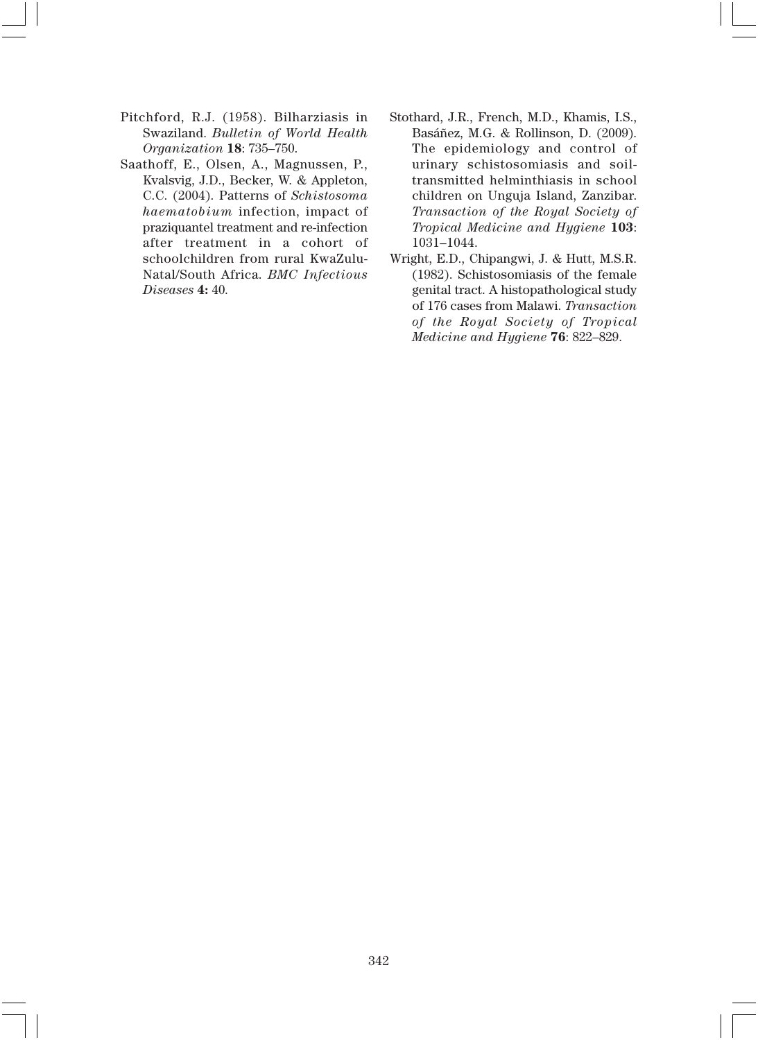Pitchford, R.J. (1958). Bilharziasis in Swaziland. *Bulletin of World Health Organization* **18**: 735–750.

Saathoff, E., Olsen, A., Magnussen, P., Kvalsvig, J.D., Becker, W. & Appleton, C.C. (2004). Patterns of *Schistosoma haematobium* infection, impact of praziquantel treatment and re-infection after treatment in a cohort of schoolchildren from rural KwaZulu-Natal/South Africa. *BMC Infectious Diseases* **4:** 40.

Stothard, J.R., French, M.D., Khamis, I.S., Basáñez, M.G. & Rollinson, D. (2009). The epidemiology and control of urinary schistosomiasis and soil-transmitted helminthiasis in school children on Unguja Island, Zanzibar. *Transaction of the Royal Society of Tropical Medicine and Hygiene* **103**: 1031–1044.

Wright, E.D., Chipangwi, J. & Hutt, M.S.R. (1982). Schistosomiasis of the female genital tract. A histopathological study of 176 cases from Malawi. *Transaction of the Royal Society of Tropical Medicine and Hygiene* **76**: 822–829.